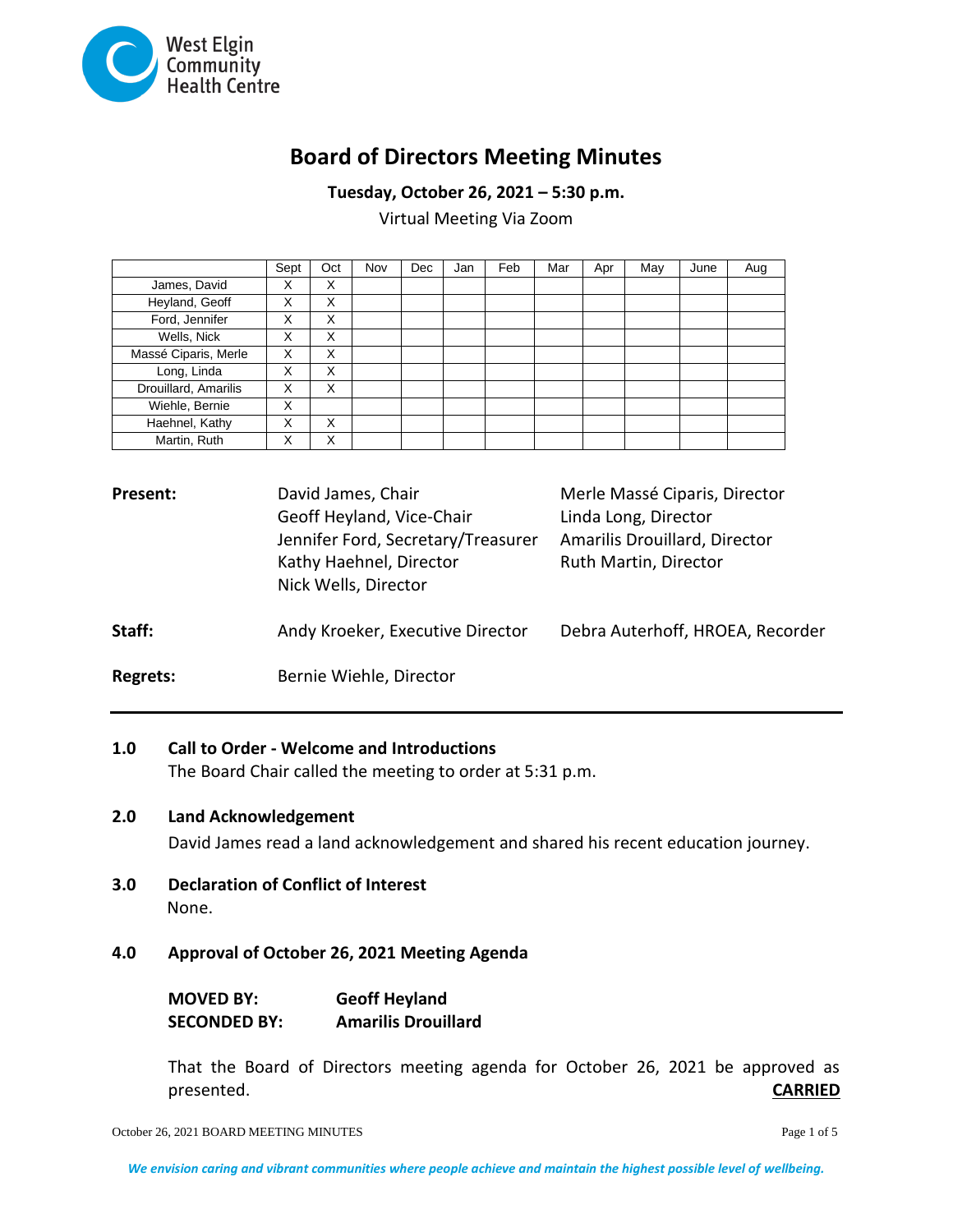West Elgin Community Health Centre

# Board of Directors Meeting Minutes

**Tuesday, October 26, 2021 – 5:30 p.m.**

Virtual Meeting Via Zoom

| | Sept | Oct | Nov | Dec | Jan | Feb | Mar | Apr | May | June | Aug |
|---|---|---|---|---|---|---|---|---|---|---|---|
| James, David | X | X | | | | | | | | | |
| Heyland, Geoff | X | X | | | | | | | | | |
| Ford, Jennifer | X | X | | | | | | | | | |
| Wells, Nick | X | X | | | | | | | | | |
| Massé Ciparis, Merle | X | X | | | | | | | | | |
| Long, Linda | X | X | | | | | | | | | |
| Drouillard, Amarilis | X | X | | | | | | | | | |
| Wiehle, Bernie | X | | | | | | | | | | |
| Haehnel, Kathy | X | X | | | | | | | | | |
| Martin, Ruth | X | X | | | | | | | | | |

**Present:**
David James, Chair
Geoff Heyland, Vice-Chair
Jennifer Ford, Secretary/Treasurer
Kathy Haehnel, Director
Nick Wells, Director
Merle Massé Ciparis, Director
Linda Long, Director
Amarilis Drouillard, Director
Ruth Martin, Director

**Staff:**
Andy Kroeker, Executive Director
Debra Auterhoff, HROEA, Recorder

**Regrets:**
Bernie Wiehle, Director

---

## 1.0 Call to Order - Welcome and Introductions

The Board Chair called the meeting to order at 5:31 p.m.

## 2.0 Land Acknowledgement

David James read a land acknowledgement and shared his recent education journey.

## 3.0 Declaration of Conflict of Interest

None.

## 4.0 Approval of October 26, 2021 Meeting Agenda

**MOVED BY:** **Geoff Heyland**
**SECONDED BY:** **Amarilis Drouillard**

That the Board of Directors meeting agenda for October 26, 2021 be approved as presented. **CARRIED**

*We envision caring and vibrant communities where people achieve and maintain the highest possible level of wellbeing.*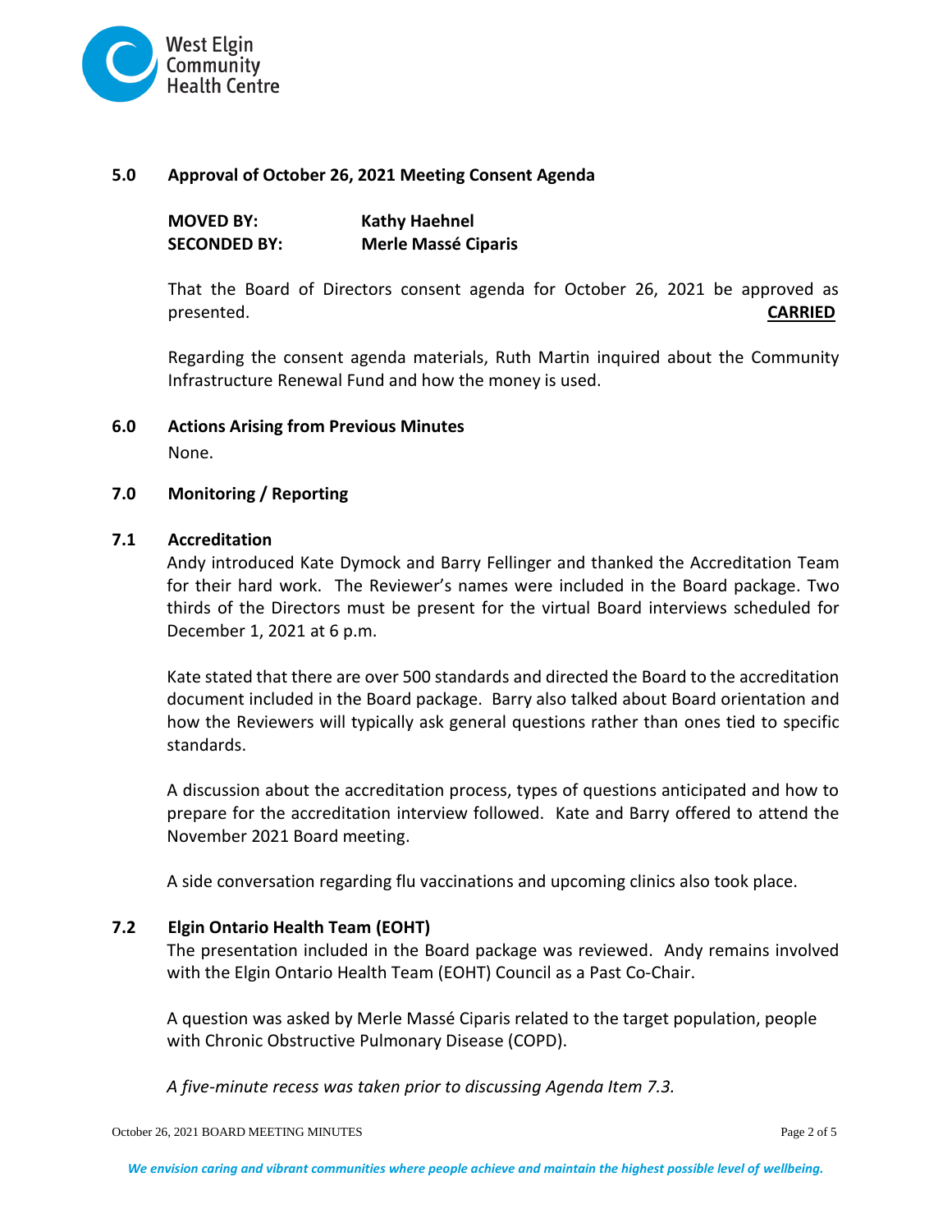## 5.0 Approval of October 26, 2021 Meeting Consent Agenda

**MOVED BY:** **Kathy Haehnel**
**SECONDED BY:** **Merle Massé Ciparis**

That the Board of Directors consent agenda for October 26, 2021 be approved as presented. **CARRIED**

Regarding the consent agenda materials, Ruth Martin inquired about the Community Infrastructure Renewal Fund and how the money is used.

## 6.0 Actions Arising from Previous Minutes

None.

## 7.0 Monitoring / Reporting

### 7.1 Accreditation

Andy introduced Kate Dymock and Barry Fellinger and thanked the Accreditation Team for their hard work. The Reviewer's names were included in the Board package. Two thirds of the Directors must be present for the virtual Board interviews scheduled for December 1, 2021 at 6 p.m.

Kate stated that there are over 500 standards and directed the Board to the accreditation document included in the Board package. Barry also talked about Board orientation and how the Reviewers will typically ask general questions rather than ones tied to specific standards.

A discussion about the accreditation process, types of questions anticipated and how to prepare for the accreditation interview followed. Kate and Barry offered to attend the November 2021 Board meeting.

A side conversation regarding flu vaccinations and upcoming clinics also took place.

### 7.2 Elgin Ontario Health Team (EOHT)

The presentation included in the Board package was reviewed. Andy remains involved with the Elgin Ontario Health Team (EOHT) Council as a Past Co-Chair.

A question was asked by Merle Massé Ciparis related to the target population, people with Chronic Obstructive Pulmonary Disease (COPD).

*A five-minute recess was taken prior to discussing Agenda Item 7.3.*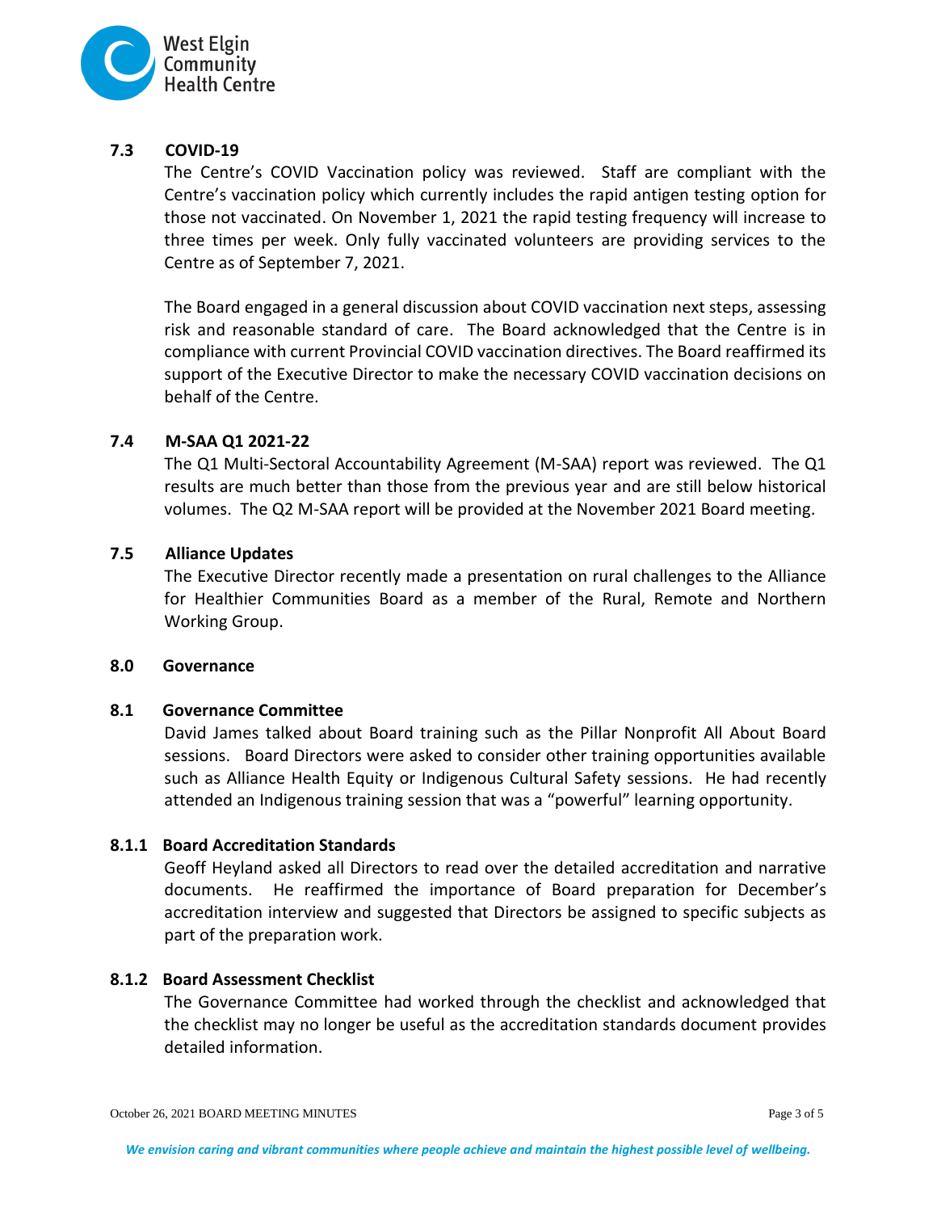### 7.3 COVID-19

The Centre's COVID Vaccination policy was reviewed. Staff are compliant with the Centre's vaccination policy which currently includes the rapid antigen testing option for those not vaccinated. On November 1, 2021 the rapid testing frequency will increase to three times per week. Only fully vaccinated volunteers are providing services to the Centre as of September 7, 2021.

The Board engaged in a general discussion about COVID vaccination next steps, assessing risk and reasonable standard of care. The Board acknowledged that the Centre is in compliance with current Provincial COVID vaccination directives. The Board reaffirmed its support of the Executive Director to make the necessary COVID vaccination decisions on behalf of the Centre.

### 7.4 M-SAA Q1 2021-22

The Q1 Multi-Sectoral Accountability Agreement (M-SAA) report was reviewed. The Q1 results are much better than those from the previous year and are still below historical volumes. The Q2 M-SAA report will be provided at the November 2021 Board meeting.

### 7.5 Alliance Updates

The Executive Director recently made a presentation on rural challenges to the Alliance for Healthier Communities Board as a member of the Rural, Remote and Northern Working Group.

## 8.0 Governance

### 8.1 Governance Committee

David James talked about Board training such as the Pillar Nonprofit All About Board sessions. Board Directors were asked to consider other training opportunities available such as Alliance Health Equity or Indigenous Cultural Safety sessions. He had recently attended an Indigenous training session that was a "powerful" learning opportunity.

#### 8.1.1 Board Accreditation Standards

Geoff Heyland asked all Directors to read over the detailed accreditation and narrative documents. He reaffirmed the importance of Board preparation for December's accreditation interview and suggested that Directors be assigned to specific subjects as part of the preparation work.

#### 8.1.2 Board Assessment Checklist

The Governance Committee had worked through the checklist and acknowledged that the checklist may no longer be useful as the accreditation standards document provides detailed information.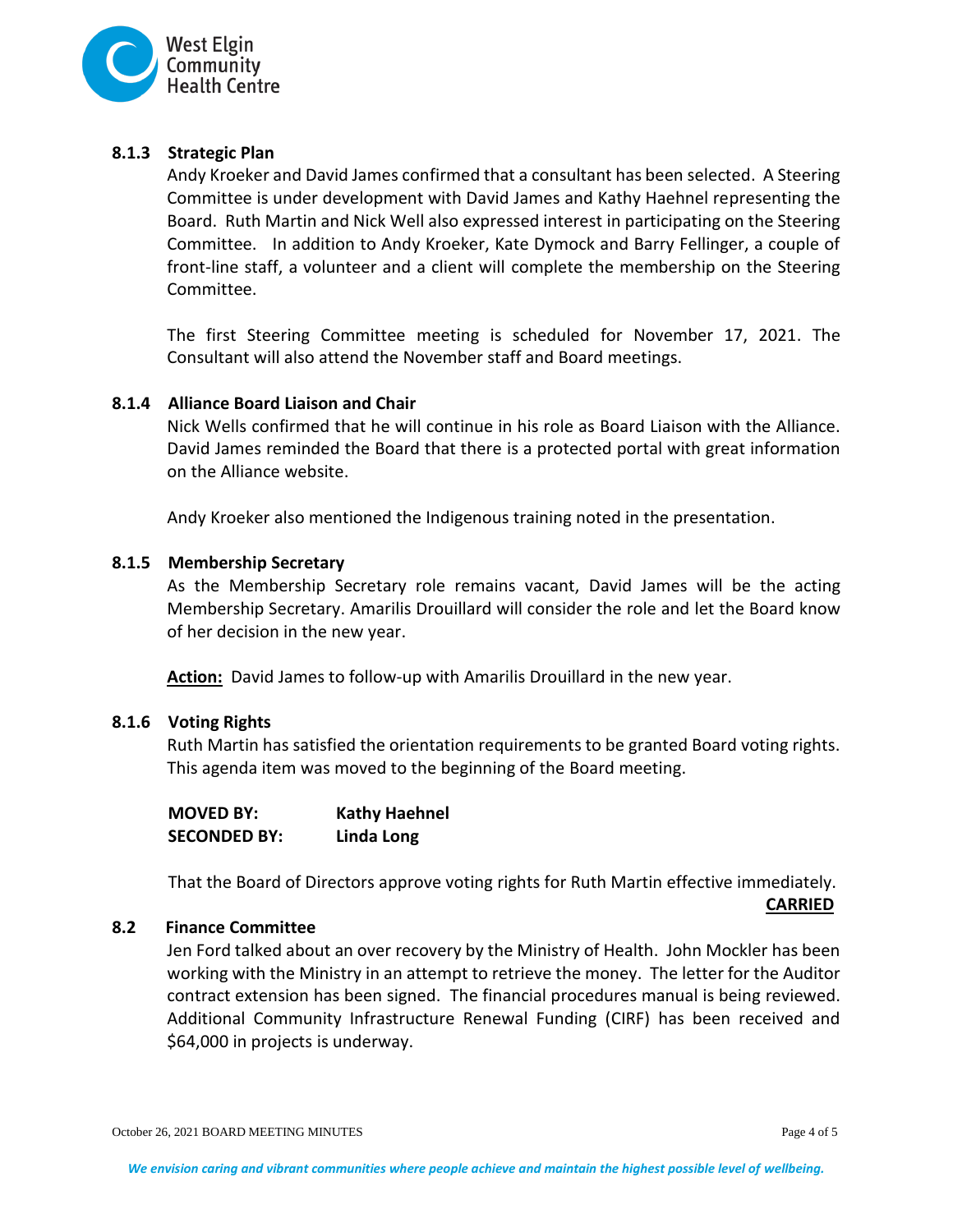### 8.1.3 Strategic Plan

Andy Kroeker and David James confirmed that a consultant has been selected. A Steering Committee is under development with David James and Kathy Haehnel representing the Board. Ruth Martin and Nick Well also expressed interest in participating on the Steering Committee. In addition to Andy Kroeker, Kate Dymock and Barry Fellinger, a couple of front-line staff, a volunteer and a client will complete the membership on the Steering Committee.

The first Steering Committee meeting is scheduled for November 17, 2021. The Consultant will also attend the November staff and Board meetings.

### 8.1.4 Alliance Board Liaison and Chair

Nick Wells confirmed that he will continue in his role as Board Liaison with the Alliance. David James reminded the Board that there is a protected portal with great information on the Alliance website.

Andy Kroeker also mentioned the Indigenous training noted in the presentation.

### 8.1.5 Membership Secretary

As the Membership Secretary role remains vacant, David James will be the acting Membership Secretary. Amarilis Drouillard will consider the role and let the Board know of her decision in the new year.

**Action:** David James to follow-up with Amarilis Drouillard in the new year.

### 8.1.6 Voting Rights

Ruth Martin has satisfied the orientation requirements to be granted Board voting rights. This agenda item was moved to the beginning of the Board meeting.

**MOVED BY:** **Kathy Haehnel**
**SECONDED BY:** **Linda Long**

That the Board of Directors approve voting rights for Ruth Martin effective immediately.

**CARRIED**

### 8.2 Finance Committee

Jen Ford talked about an over recovery by the Ministry of Health. John Mockler has been working with the Ministry in an attempt to retrieve the money. The letter for the Auditor contract extension has been signed. The financial procedures manual is being reviewed. Additional Community Infrastructure Renewal Funding (CIRF) has been received and $64,000 in projects is underway.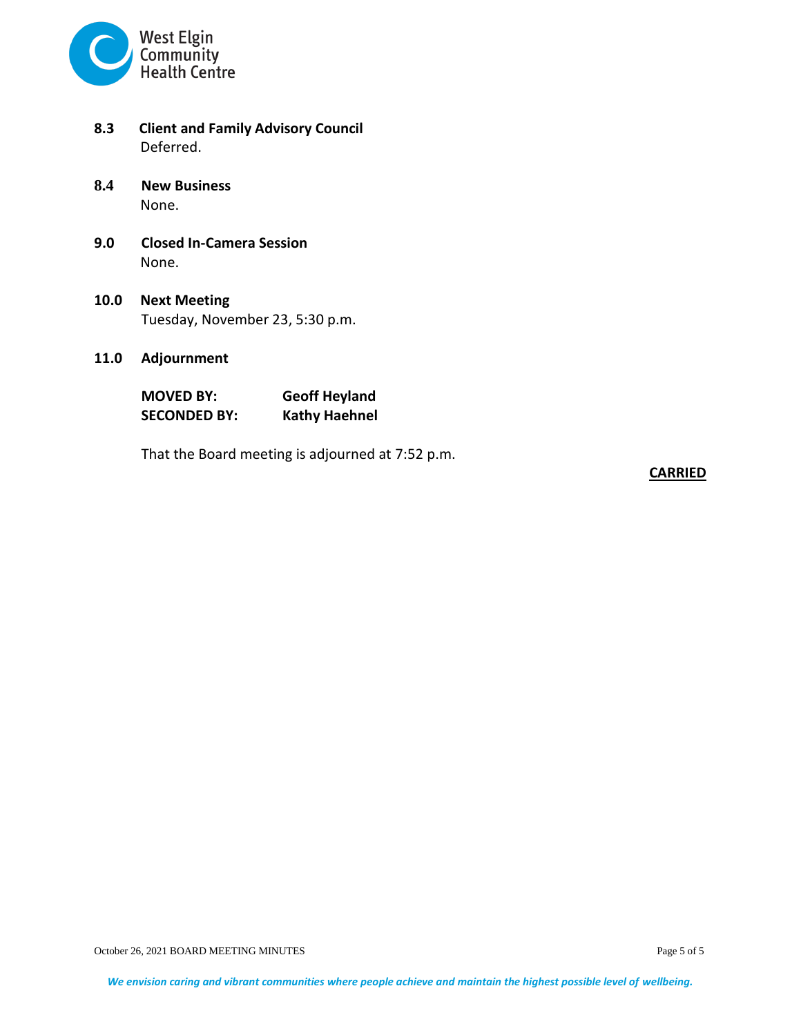**8.3 Client and Family Advisory Council**

Deferred.

**8.4 New Business**

None.

**9.0 Closed In-Camera Session**

None.

**10.0 Next Meeting**

Tuesday, November 23, 5:30 p.m.

**11.0 Adjournment**

| | |
|---|---|
| **MOVED BY:** | **Geoff Heyland** |
| **SECONDED BY:** | **Kathy Haehnel** |

That the Board meeting is adjourned at 7:52 p.m.

**CARRIED**

*We envision caring and vibrant communities where people achieve and maintain the highest possible level of wellbeing.*